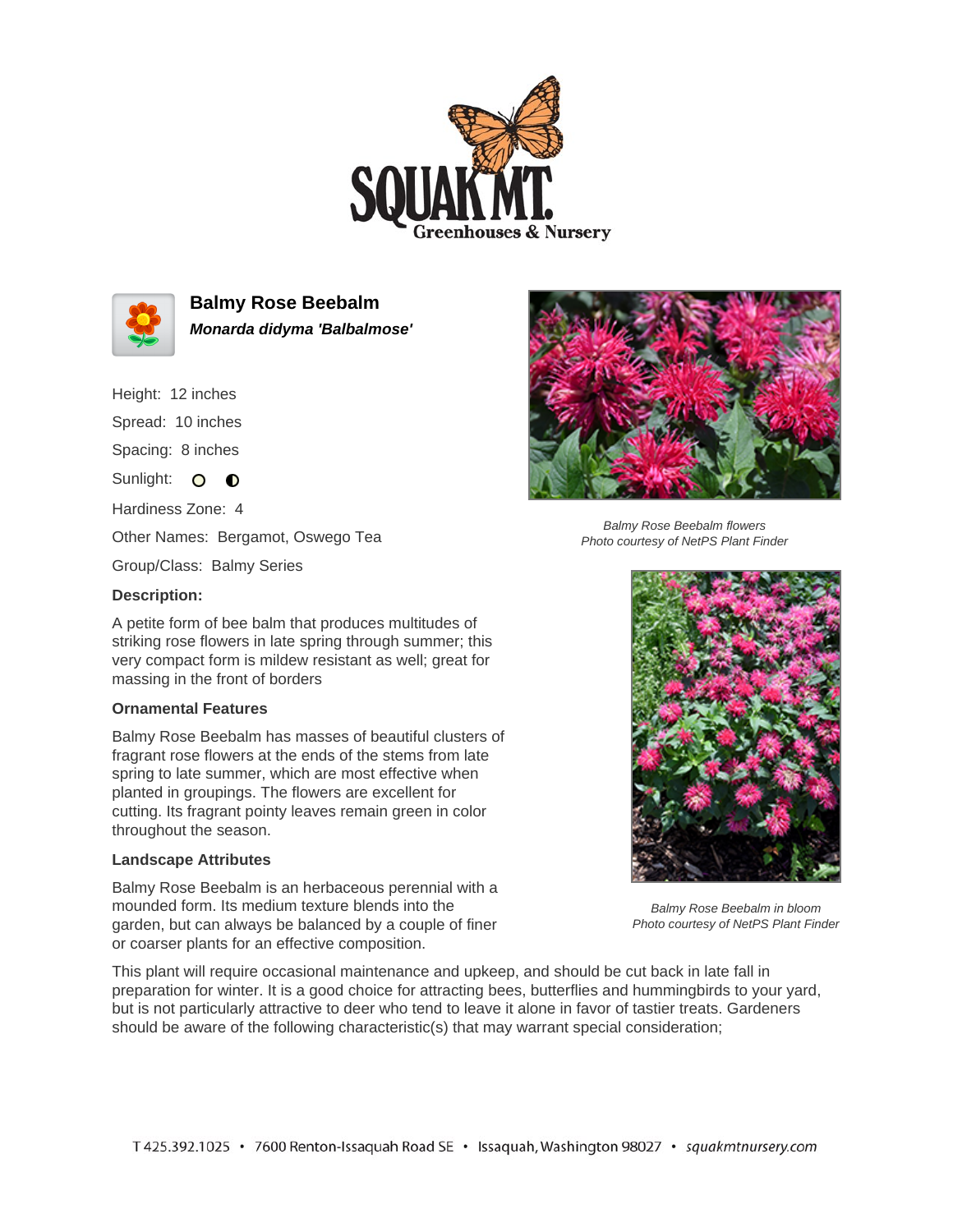# Balmy Rose Beebalm

***Monarda didyma 'Balbalmose'***

Height: 12 inches

Spread: 10 inches

Spacing: 8 inches

Sunlight: ○ ◐

Hardiness Zone: 4

Other Names: Bergamot, Oswego Tea

Group/Class: Balmy Series

### Description:

A petite form of bee balm that produces multitudes of striking rose flowers in late spring through summer; this very compact form is mildew resistant as well; great for massing in the front of borders

### Ornamental Features

Balmy Rose Beebalm has masses of beautiful clusters of fragrant rose flowers at the ends of the stems from late spring to late summer, which are most effective when planted in groupings. The flowers are excellent for cutting. Its fragrant pointy leaves remain green in color throughout the season.

### Landscape Attributes

Balmy Rose Beebalm is an herbaceous perennial with a mounded form. Its medium texture blends into the garden, but can always be balanced by a couple of finer or coarser plants for an effective composition.

*Balmy Rose Beebalm flowers*
*Photo courtesy of NetPS Plant Finder*

*Balmy Rose Beebalm in bloom*
*Photo courtesy of NetPS Plant Finder*

This plant will require occasional maintenance and upkeep, and should be cut back in late fall in preparation for winter. It is a good choice for attracting bees, butterflies and hummingbirds to your yard, but is not particularly attractive to deer who tend to leave it alone in favor of tastier treats. Gardeners should be aware of the following characteristic(s) that may warrant special consideration;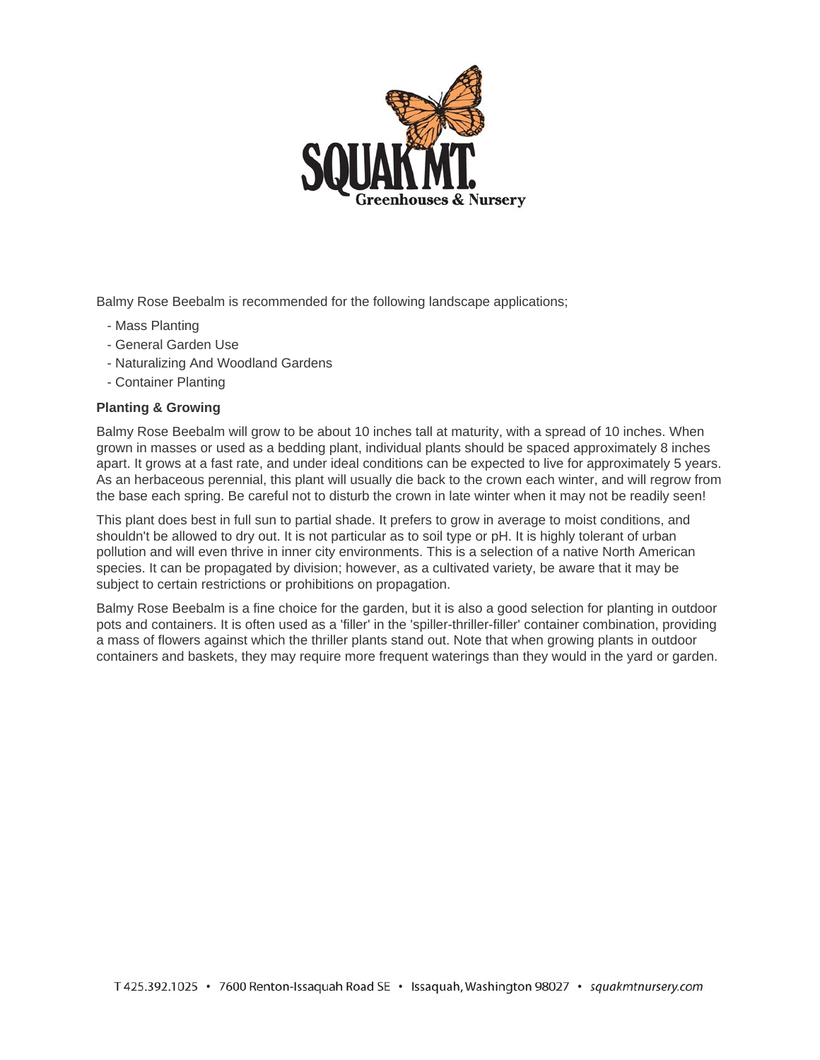Balmy Rose Beebalm is recommended for the following landscape applications;

- Mass Planting
- General Garden Use
- Naturalizing And Woodland Gardens
- Container Planting

**Planting & Growing**

Balmy Rose Beebalm will grow to be about 10 inches tall at maturity, with a spread of 10 inches. When grown in masses or used as a bedding plant, individual plants should be spaced approximately 8 inches apart. It grows at a fast rate, and under ideal conditions can be expected to live for approximately 5 years. As an herbaceous perennial, this plant will usually die back to the crown each winter, and will regrow from the base each spring. Be careful not to disturb the crown in late winter when it may not be readily seen!

This plant does best in full sun to partial shade. It prefers to grow in average to moist conditions, and shouldn't be allowed to dry out. It is not particular as to soil type or pH. It is highly tolerant of urban pollution and will even thrive in inner city environments. This is a selection of a native North American species. It can be propagated by division; however, as a cultivated variety, be aware that it may be subject to certain restrictions or prohibitions on propagation.

Balmy Rose Beebalm is a fine choice for the garden, but it is also a good selection for planting in outdoor pots and containers. It is often used as a 'filler' in the 'spiller-thriller-filler' container combination, providing a mass of flowers against which the thriller plants stand out. Note that when growing plants in outdoor containers and baskets, they may require more frequent waterings than they would in the yard or garden.